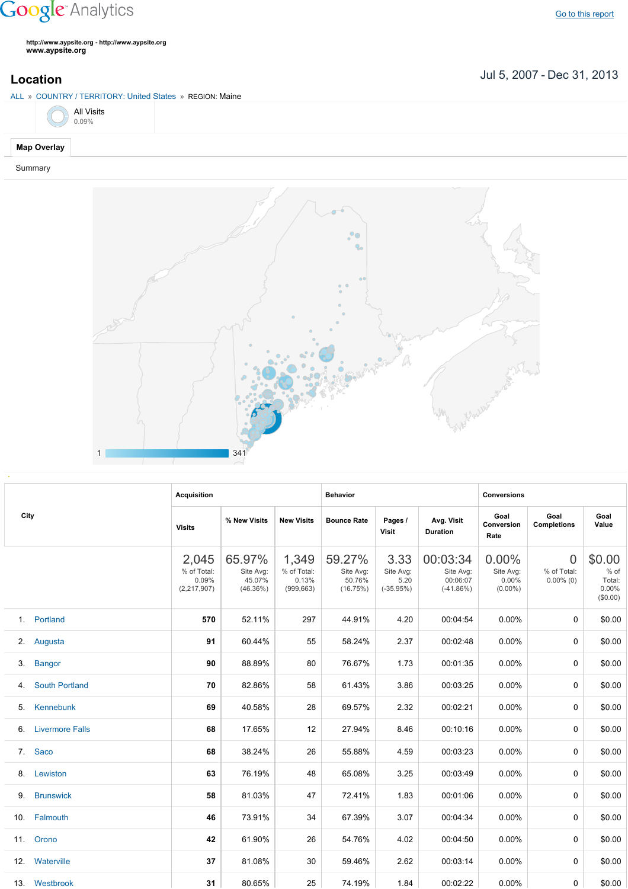Google Analytics

Go to this report

http://www.aypsite.org - http://www.aypsite.org
**www.aypsite.org**

# Location

Jul 5, 2007 - Dec 31, 2013

ALL » COUNTRY / TERRITORY: United States » REGION: Maine

All Visits
0.09%

**Map Overlay**

Summary

1 341

| City | Acquisition | | | Behavior | | | Conversions | | |
|---|---|---|---|---|---|---|---|---|---|
| | Visits | % New Visits | New Visits | Bounce Rate | Pages / Visit | Avg. Visit Duration | Goal Conversion Rate | Goal Completions | Goal Value |
| | 2,045 % of Total: 0.09% (2,217,907) | 65.97% Site Avg: 45.07% (46.36%) | 1,349 % of Total: 0.13% (999,663) | 59.27% Site Avg: 50.76% (16.75%) | 3.33 Site Avg: 5.20 (-35.95%) | 00:03:34 Site Avg: 00:06:07 (-41.86%) | 0.00% Site Avg: 0.00% (0.00%) | 0 % of Total: 0.00% (0) | $0.00 % of Total: 0.00% ($0.00) |
| 1. Portland | 570 | 52.11% | 297 | 44.91% | 4.20 | 00:04:54 | 0.00% | 0 | $0.00 |
| 2. Augusta | 91 | 60.44% | 55 | 58.24% | 2.37 | 00:02:48 | 0.00% | 0 | $0.00 |
| 3. Bangor | 90 | 88.89% | 80 | 76.67% | 1.73 | 00:01:35 | 0.00% | 0 | $0.00 |
| 4. South Portland | 70 | 82.86% | 58 | 61.43% | 3.86 | 00:03:25 | 0.00% | 0 | $0.00 |
| 5. Kennebunk | 69 | 40.58% | 28 | 69.57% | 2.32 | 00:02:21 | 0.00% | 0 | $0.00 |
| 6. Livermore Falls | 68 | 17.65% | 12 | 27.94% | 8.46 | 00:10:16 | 0.00% | 0 | $0.00 |
| 7. Saco | 68 | 38.24% | 26 | 55.88% | 4.59 | 00:03:23 | 0.00% | 0 | $0.00 |
| 8. Lewiston | 63 | 76.19% | 48 | 65.08% | 3.25 | 00:03:49 | 0.00% | 0 | $0.00 |
| 9. Brunswick | 58 | 81.03% | 47 | 72.41% | 1.83 | 00:01:06 | 0.00% | 0 | $0.00 |
| 10. Falmouth | 46 | 73.91% | 34 | 67.39% | 3.07 | 00:04:34 | 0.00% | 0 | $0.00 |
| 11. Orono | 42 | 61.90% | 26 | 54.76% | 4.02 | 00:04:50 | 0.00% | 0 | $0.00 |
| 12. Waterville | 37 | 81.08% | 30 | 59.46% | 2.62 | 00:03:14 | 0.00% | 0 | $0.00 |
| 13. Westbrook | 31 | 80.65% | 25 | 74.19% | 1.84 | 00:02:22 | 0.00% | 0 | $0.00 |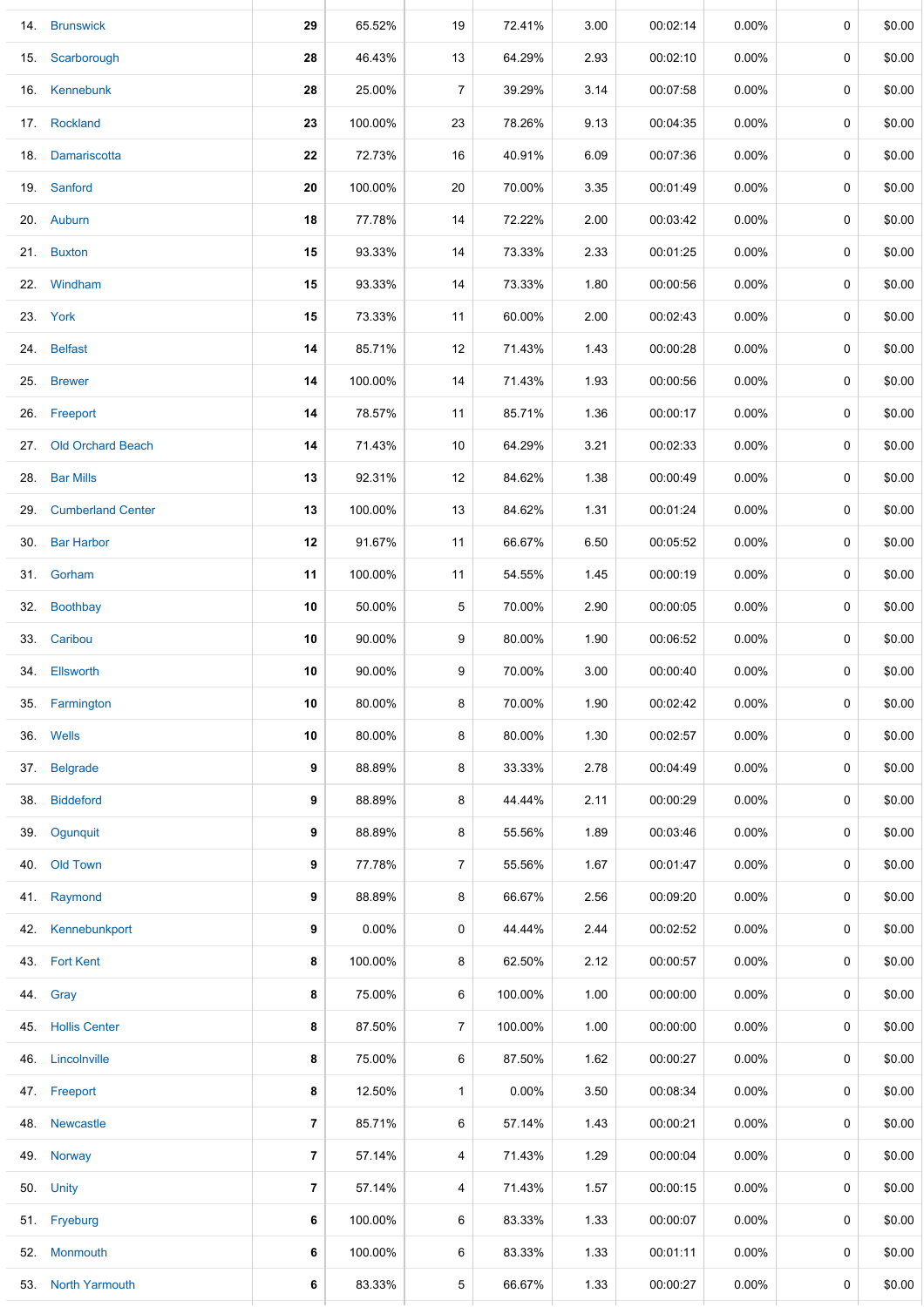| | | | | | | | | | | |
|---|---|---|---|---|---|---|---|---|---|---|
| 14. | Brunswick | **29** | 65.52% | 19 | 72.41% | 3.00 | 00:02:14 | 0.00% | 0 | $0.00 |
| 15. | Scarborough | **28** | 46.43% | 13 | 64.29% | 2.93 | 00:02:10 | 0.00% | 0 | $0.00 |
| 16. | Kennebunk | **28** | 25.00% | 7 | 39.29% | 3.14 | 00:07:58 | 0.00% | 0 | $0.00 |
| 17. | Rockland | **23** | 100.00% | 23 | 78.26% | 9.13 | 00:04:35 | 0.00% | 0 | $0.00 |
| 18. | Damariscotta | **22** | 72.73% | 16 | 40.91% | 6.09 | 00:07:36 | 0.00% | 0 | $0.00 |
| 19. | Sanford | **20** | 100.00% | 20 | 70.00% | 3.35 | 00:01:49 | 0.00% | 0 | $0.00 |
| 20. | Auburn | **18** | 77.78% | 14 | 72.22% | 2.00 | 00:03:42 | 0.00% | 0 | $0.00 |
| 21. | Buxton | **15** | 93.33% | 14 | 73.33% | 2.33 | 00:01:25 | 0.00% | 0 | $0.00 |
| 22. | Windham | **15** | 93.33% | 14 | 73.33% | 1.80 | 00:00:56 | 0.00% | 0 | $0.00 |
| 23. | York | **15** | 73.33% | 11 | 60.00% | 2.00 | 00:02:43 | 0.00% | 0 | $0.00 |
| 24. | Belfast | **14** | 85.71% | 12 | 71.43% | 1.43 | 00:00:28 | 0.00% | 0 | $0.00 |
| 25. | Brewer | **14** | 100.00% | 14 | 71.43% | 1.93 | 00:00:56 | 0.00% | 0 | $0.00 |
| 26. | Freeport | **14** | 78.57% | 11 | 85.71% | 1.36 | 00:00:17 | 0.00% | 0 | $0.00 |
| 27. | Old Orchard Beach | **14** | 71.43% | 10 | 64.29% | 3.21 | 00:02:33 | 0.00% | 0 | $0.00 |
| 28. | Bar Mills | **13** | 92.31% | 12 | 84.62% | 1.38 | 00:00:49 | 0.00% | 0 | $0.00 |
| 29. | Cumberland Center | **13** | 100.00% | 13 | 84.62% | 1.31 | 00:01:24 | 0.00% | 0 | $0.00 |
| 30. | Bar Harbor | **12** | 91.67% | 11 | 66.67% | 6.50 | 00:05:52 | 0.00% | 0 | $0.00 |
| 31. | Gorham | **11** | 100.00% | 11 | 54.55% | 1.45 | 00:00:19 | 0.00% | 0 | $0.00 |
| 32. | Boothbay | **10** | 50.00% | 5 | 70.00% | 2.90 | 00:00:05 | 0.00% | 0 | $0.00 |
| 33. | Caribou | **10** | 90.00% | 9 | 80.00% | 1.90 | 00:06:52 | 0.00% | 0 | $0.00 |
| 34. | Ellsworth | **10** | 90.00% | 9 | 70.00% | 3.00 | 00:00:40 | 0.00% | 0 | $0.00 |
| 35. | Farmington | **10** | 80.00% | 8 | 70.00% | 1.90 | 00:02:42 | 0.00% | 0 | $0.00 |
| 36. | Wells | **10** | 80.00% | 8 | 80.00% | 1.30 | 00:02:57 | 0.00% | 0 | $0.00 |
| 37. | Belgrade | **9** | 88.89% | 8 | 33.33% | 2.78 | 00:04:49 | 0.00% | 0 | $0.00 |
| 38. | Biddeford | **9** | 88.89% | 8 | 44.44% | 2.11 | 00:00:29 | 0.00% | 0 | $0.00 |
| 39. | Ogunquit | **9** | 88.89% | 8 | 55.56% | 1.89 | 00:03:46 | 0.00% | 0 | $0.00 |
| 40. | Old Town | **9** | 77.78% | 7 | 55.56% | 1.67 | 00:01:47 | 0.00% | 0 | $0.00 |
| 41. | Raymond | **9** | 88.89% | 8 | 66.67% | 2.56 | 00:09:20 | 0.00% | 0 | $0.00 |
| 42. | Kennebunkport | **9** | 0.00% | 0 | 44.44% | 2.44 | 00:02:52 | 0.00% | 0 | $0.00 |
| 43. | Fort Kent | **8** | 100.00% | 8 | 62.50% | 2.12 | 00:00:57 | 0.00% | 0 | $0.00 |
| 44. | Gray | **8** | 75.00% | 6 | 100.00% | 1.00 | 00:00:00 | 0.00% | 0 | $0.00 |
| 45. | Hollis Center | **8** | 87.50% | 7 | 100.00% | 1.00 | 00:00:00 | 0.00% | 0 | $0.00 |
| 46. | Lincolnville | **8** | 75.00% | 6 | 87.50% | 1.62 | 00:00:27 | 0.00% | 0 | $0.00 |
| 47. | Freeport | **8** | 12.50% | 1 | 0.00% | 3.50 | 00:08:34 | 0.00% | 0 | $0.00 |
| 48. | Newcastle | **7** | 85.71% | 6 | 57.14% | 1.43 | 00:00:21 | 0.00% | 0 | $0.00 |
| 49. | Norway | **7** | 57.14% | 4 | 71.43% | 1.29 | 00:00:04 | 0.00% | 0 | $0.00 |
| 50. | Unity | **7** | 57.14% | 4 | 71.43% | 1.57 | 00:00:15 | 0.00% | 0 | $0.00 |
| 51. | Fryeburg | **6** | 100.00% | 6 | 83.33% | 1.33 | 00:00:07 | 0.00% | 0 | $0.00 |
| 52. | Monmouth | **6** | 100.00% | 6 | 83.33% | 1.33 | 00:01:11 | 0.00% | 0 | $0.00 |
| 53. | North Yarmouth | **6** | 83.33% | 5 | 66.67% | 1.33 | 00:00:27 | 0.00% | 0 | $0.00 |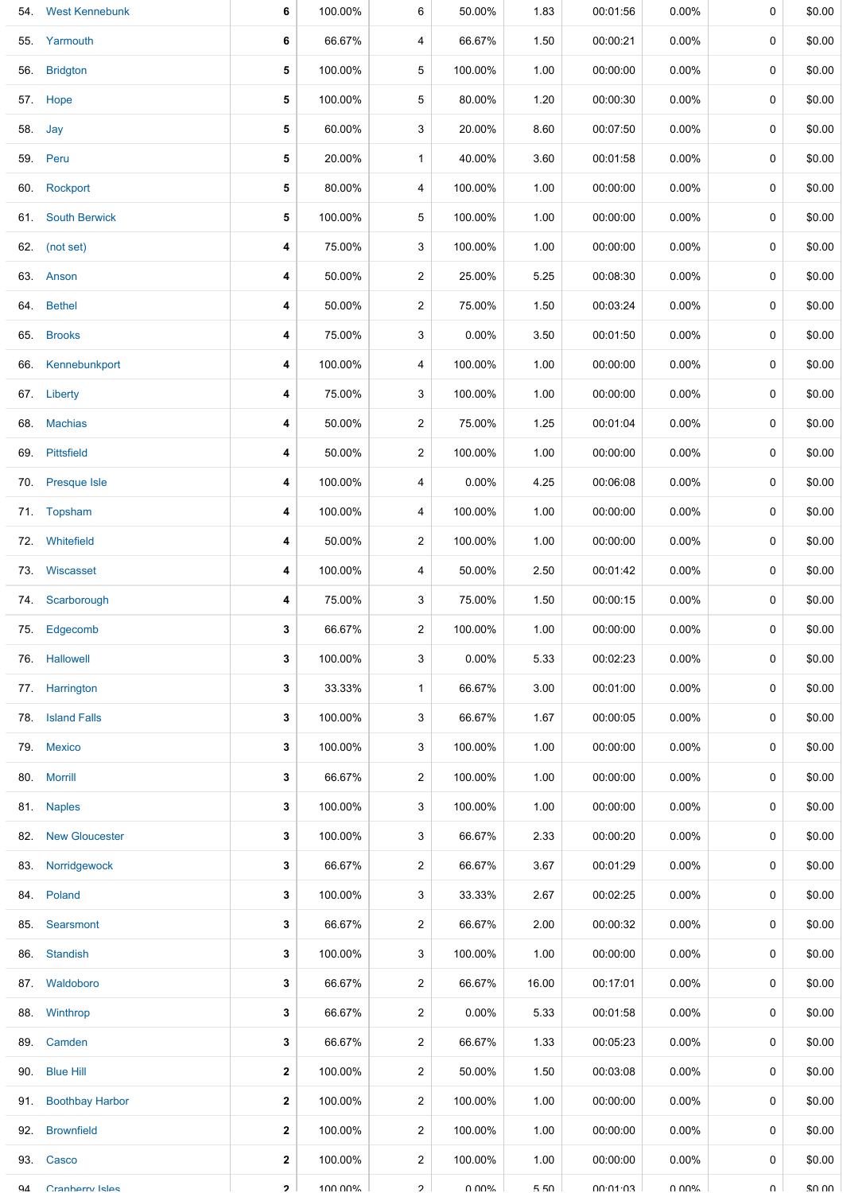| | | | | | | | | | | |
|---|---|---|---|---|---|---|---|---|---|---|
| 54. | West Kennebunk | 6 | 100.00% | 6 | 50.00% | 1.83 | 00:01:56 | 0.00% | 0 | $0.00 |
| 55. | Yarmouth | 6 | 66.67% | 4 | 66.67% | 1.50 | 00:00:21 | 0.00% | 0 | $0.00 |
| 56. | Bridgton | 5 | 100.00% | 5 | 100.00% | 1.00 | 00:00:00 | 0.00% | 0 | $0.00 |
| 57. | Hope | 5 | 100.00% | 5 | 80.00% | 1.20 | 00:00:30 | 0.00% | 0 | $0.00 |
| 58. | Jay | 5 | 60.00% | 3 | 20.00% | 8.60 | 00:07:50 | 0.00% | 0 | $0.00 |
| 59. | Peru | 5 | 20.00% | 1 | 40.00% | 3.60 | 00:01:58 | 0.00% | 0 | $0.00 |
| 60. | Rockport | 5 | 80.00% | 4 | 100.00% | 1.00 | 00:00:00 | 0.00% | 0 | $0.00 |
| 61. | South Berwick | 5 | 100.00% | 5 | 100.00% | 1.00 | 00:00:00 | 0.00% | 0 | $0.00 |
| 62. | (not set) | 4 | 75.00% | 3 | 100.00% | 1.00 | 00:00:00 | 0.00% | 0 | $0.00 |
| 63. | Anson | 4 | 50.00% | 2 | 25.00% | 5.25 | 00:08:30 | 0.00% | 0 | $0.00 |
| 64. | Bethel | 4 | 50.00% | 2 | 75.00% | 1.50 | 00:03:24 | 0.00% | 0 | $0.00 |
| 65. | Brooks | 4 | 75.00% | 3 | 0.00% | 3.50 | 00:01:50 | 0.00% | 0 | $0.00 |
| 66. | Kennebunkport | 4 | 100.00% | 4 | 100.00% | 1.00 | 00:00:00 | 0.00% | 0 | $0.00 |
| 67. | Liberty | 4 | 75.00% | 3 | 100.00% | 1.00 | 00:00:00 | 0.00% | 0 | $0.00 |
| 68. | Machias | 4 | 50.00% | 2 | 75.00% | 1.25 | 00:01:04 | 0.00% | 0 | $0.00 |
| 69. | Pittsfield | 4 | 50.00% | 2 | 100.00% | 1.00 | 00:00:00 | 0.00% | 0 | $0.00 |
| 70. | Presque Isle | 4 | 100.00% | 4 | 0.00% | 4.25 | 00:06:08 | 0.00% | 0 | $0.00 |
| 71. | Topsham | 4 | 100.00% | 4 | 100.00% | 1.00 | 00:00:00 | 0.00% | 0 | $0.00 |
| 72. | Whitefield | 4 | 50.00% | 2 | 100.00% | 1.00 | 00:00:00 | 0.00% | 0 | $0.00 |
| 73. | Wiscasset | 4 | 100.00% | 4 | 50.00% | 2.50 | 00:01:42 | 0.00% | 0 | $0.00 |
| 74. | Scarborough | 4 | 75.00% | 3 | 75.00% | 1.50 | 00:00:15 | 0.00% | 0 | $0.00 |
| 75. | Edgecomb | 3 | 66.67% | 2 | 100.00% | 1.00 | 00:00:00 | 0.00% | 0 | $0.00 |
| 76. | Hallowell | 3 | 100.00% | 3 | 0.00% | 5.33 | 00:02:23 | 0.00% | 0 | $0.00 |
| 77. | Harrington | 3 | 33.33% | 1 | 66.67% | 3.00 | 00:01:00 | 0.00% | 0 | $0.00 |
| 78. | Island Falls | 3 | 100.00% | 3 | 66.67% | 1.67 | 00:00:05 | 0.00% | 0 | $0.00 |
| 79. | Mexico | 3 | 100.00% | 3 | 100.00% | 1.00 | 00:00:00 | 0.00% | 0 | $0.00 |
| 80. | Morrill | 3 | 66.67% | 2 | 100.00% | 1.00 | 00:00:00 | 0.00% | 0 | $0.00 |
| 81. | Naples | 3 | 100.00% | 3 | 100.00% | 1.00 | 00:00:00 | 0.00% | 0 | $0.00 |
| 82. | New Gloucester | 3 | 100.00% | 3 | 66.67% | 2.33 | 00:00:20 | 0.00% | 0 | $0.00 |
| 83. | Norridgewock | 3 | 66.67% | 2 | 66.67% | 3.67 | 00:01:29 | 0.00% | 0 | $0.00 |
| 84. | Poland | 3 | 100.00% | 3 | 33.33% | 2.67 | 00:02:25 | 0.00% | 0 | $0.00 |
| 85. | Searsmont | 3 | 66.67% | 2 | 66.67% | 2.00 | 00:00:32 | 0.00% | 0 | $0.00 |
| 86. | Standish | 3 | 100.00% | 3 | 100.00% | 1.00 | 00:00:00 | 0.00% | 0 | $0.00 |
| 87. | Waldoboro | 3 | 66.67% | 2 | 66.67% | 16.00 | 00:17:01 | 0.00% | 0 | $0.00 |
| 88. | Winthrop | 3 | 66.67% | 2 | 0.00% | 5.33 | 00:01:58 | 0.00% | 0 | $0.00 |
| 89. | Camden | 3 | 66.67% | 2 | 66.67% | 1.33 | 00:05:23 | 0.00% | 0 | $0.00 |
| 90. | Blue Hill | 2 | 100.00% | 2 | 50.00% | 1.50 | 00:03:08 | 0.00% | 0 | $0.00 |
| 91. | Boothbay Harbor | 2 | 100.00% | 2 | 100.00% | 1.00 | 00:00:00 | 0.00% | 0 | $0.00 |
| 92. | Brownfield | 2 | 100.00% | 2 | 100.00% | 1.00 | 00:00:00 | 0.00% | 0 | $0.00 |
| 93. | Casco | 2 | 100.00% | 2 | 100.00% | 1.00 | 00:00:00 | 0.00% | 0 | $0.00 |
| 94. | Cranberry Isles | 2 | 100.00% | 2 | 0.00% | 5.50 | 00:01:03 | 0.00% | 0 | $0.00 |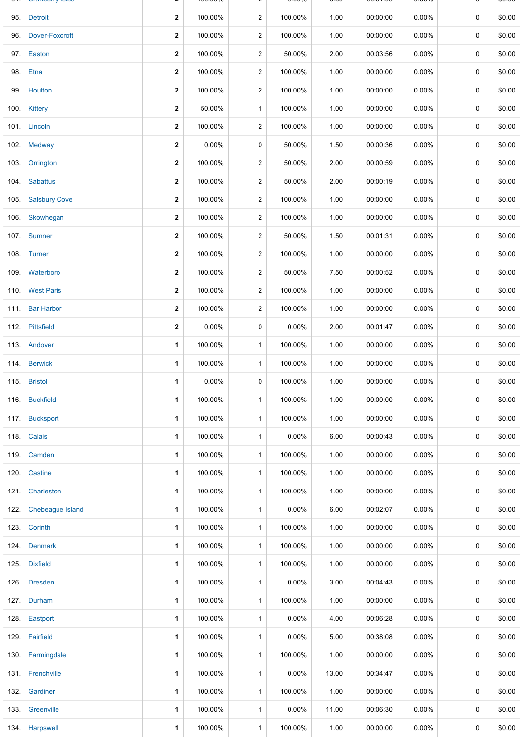| | | | | | | | | | |
|---|---|---|---|---|---|---|---|---|---|
| 95. | Detroit | 2 | 100.00% | 2 | 100.00% | 1.00 | 00:00:00 | 0.00% | 0 | $0.00 |
| 96. | Dover-Foxcroft | 2 | 100.00% | 2 | 100.00% | 1.00 | 00:00:00 | 0.00% | 0 | $0.00 |
| 97. | Easton | 2 | 100.00% | 2 | 50.00% | 2.00 | 00:03:56 | 0.00% | 0 | $0.00 |
| 98. | Etna | 2 | 100.00% | 2 | 100.00% | 1.00 | 00:00:00 | 0.00% | 0 | $0.00 |
| 99. | Houlton | 2 | 100.00% | 2 | 100.00% | 1.00 | 00:00:00 | 0.00% | 0 | $0.00 |
| 100. | Kittery | 2 | 50.00% | 1 | 100.00% | 1.00 | 00:00:00 | 0.00% | 0 | $0.00 |
| 101. | Lincoln | 2 | 100.00% | 2 | 100.00% | 1.00 | 00:00:00 | 0.00% | 0 | $0.00 |
| 102. | Medway | 2 | 0.00% | 0 | 50.00% | 1.50 | 00:00:36 | 0.00% | 0 | $0.00 |
| 103. | Orrington | 2 | 100.00% | 2 | 50.00% | 2.00 | 00:00:59 | 0.00% | 0 | $0.00 |
| 104. | Sabattus | 2 | 100.00% | 2 | 50.00% | 2.00 | 00:00:19 | 0.00% | 0 | $0.00 |
| 105. | Salsbury Cove | 2 | 100.00% | 2 | 100.00% | 1.00 | 00:00:00 | 0.00% | 0 | $0.00 |
| 106. | Skowhegan | 2 | 100.00% | 2 | 100.00% | 1.00 | 00:00:00 | 0.00% | 0 | $0.00 |
| 107. | Sumner | 2 | 100.00% | 2 | 50.00% | 1.50 | 00:01:31 | 0.00% | 0 | $0.00 |
| 108. | Turner | 2 | 100.00% | 2 | 100.00% | 1.00 | 00:00:00 | 0.00% | 0 | $0.00 |
| 109. | Waterboro | 2 | 100.00% | 2 | 50.00% | 7.50 | 00:00:52 | 0.00% | 0 | $0.00 |
| 110. | West Paris | 2 | 100.00% | 2 | 100.00% | 1.00 | 00:00:00 | 0.00% | 0 | $0.00 |
| 111. | Bar Harbor | 2 | 100.00% | 2 | 100.00% | 1.00 | 00:00:00 | 0.00% | 0 | $0.00 |
| 112. | Pittsfield | 2 | 0.00% | 0 | 0.00% | 2.00 | 00:01:47 | 0.00% | 0 | $0.00 |
| 113. | Andover | 1 | 100.00% | 1 | 100.00% | 1.00 | 00:00:00 | 0.00% | 0 | $0.00 |
| 114. | Berwick | 1 | 100.00% | 1 | 100.00% | 1.00 | 00:00:00 | 0.00% | 0 | $0.00 |
| 115. | Bristol | 1 | 0.00% | 0 | 100.00% | 1.00 | 00:00:00 | 0.00% | 0 | $0.00 |
| 116. | Buckfield | 1 | 100.00% | 1 | 100.00% | 1.00 | 00:00:00 | 0.00% | 0 | $0.00 |
| 117. | Bucksport | 1 | 100.00% | 1 | 100.00% | 1.00 | 00:00:00 | 0.00% | 0 | $0.00 |
| 118. | Calais | 1 | 100.00% | 1 | 0.00% | 6.00 | 00:00:43 | 0.00% | 0 | $0.00 |
| 119. | Camden | 1 | 100.00% | 1 | 100.00% | 1.00 | 00:00:00 | 0.00% | 0 | $0.00 |
| 120. | Castine | 1 | 100.00% | 1 | 100.00% | 1.00 | 00:00:00 | 0.00% | 0 | $0.00 |
| 121. | Charleston | 1 | 100.00% | 1 | 100.00% | 1.00 | 00:00:00 | 0.00% | 0 | $0.00 |
| 122. | Chebeague Island | 1 | 100.00% | 1 | 0.00% | 6.00 | 00:02:07 | 0.00% | 0 | $0.00 |
| 123. | Corinth | 1 | 100.00% | 1 | 100.00% | 1.00 | 00:00:00 | 0.00% | 0 | $0.00 |
| 124. | Denmark | 1 | 100.00% | 1 | 100.00% | 1.00 | 00:00:00 | 0.00% | 0 | $0.00 |
| 125. | Dixfield | 1 | 100.00% | 1 | 100.00% | 1.00 | 00:00:00 | 0.00% | 0 | $0.00 |
| 126. | Dresden | 1 | 100.00% | 1 | 0.00% | 3.00 | 00:04:43 | 0.00% | 0 | $0.00 |
| 127. | Durham | 1 | 100.00% | 1 | 100.00% | 1.00 | 00:00:00 | 0.00% | 0 | $0.00 |
| 128. | Eastport | 1 | 100.00% | 1 | 0.00% | 4.00 | 00:06:28 | 0.00% | 0 | $0.00 |
| 129. | Fairfield | 1 | 100.00% | 1 | 0.00% | 5.00 | 00:38:08 | 0.00% | 0 | $0.00 |
| 130. | Farmingdale | 1 | 100.00% | 1 | 100.00% | 1.00 | 00:00:00 | 0.00% | 0 | $0.00 |
| 131. | Frenchville | 1 | 100.00% | 1 | 0.00% | 13.00 | 00:34:47 | 0.00% | 0 | $0.00 |
| 132. | Gardiner | 1 | 100.00% | 1 | 100.00% | 1.00 | 00:00:00 | 0.00% | 0 | $0.00 |
| 133. | Greenville | 1 | 100.00% | 1 | 0.00% | 11.00 | 00:06:30 | 0.00% | 0 | $0.00 |
| 134. | Harpswell | 1 | 100.00% | 1 | 100.00% | 1.00 | 00:00:00 | 0.00% | 0 | $0.00 |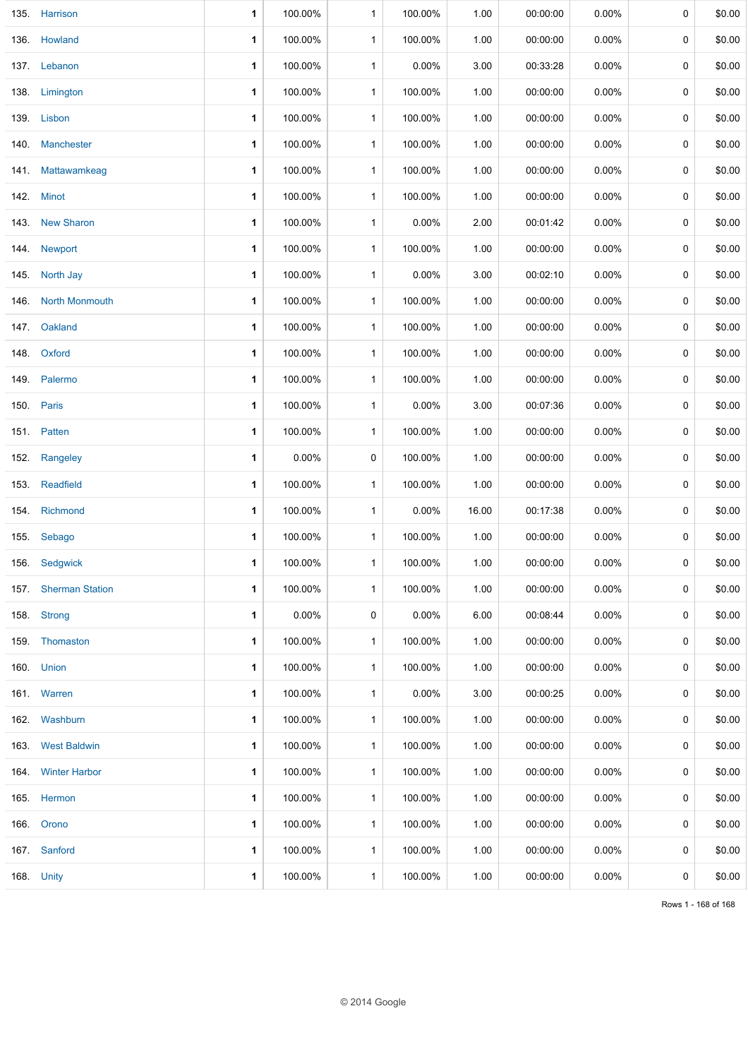| | | | | | | | | | | |
|---|---|---|---|---|---|---|---|---|---|---|
| 135. | Harrison | 1 | 100.00% | 1 | 100.00% | 1.00 | 00:00:00 | 0.00% | 0 | $0.00 |
| 136. | Howland | 1 | 100.00% | 1 | 100.00% | 1.00 | 00:00:00 | 0.00% | 0 | $0.00 |
| 137. | Lebanon | 1 | 100.00% | 1 | 0.00% | 3.00 | 00:33:28 | 0.00% | 0 | $0.00 |
| 138. | Limington | 1 | 100.00% | 1 | 100.00% | 1.00 | 00:00:00 | 0.00% | 0 | $0.00 |
| 139. | Lisbon | 1 | 100.00% | 1 | 100.00% | 1.00 | 00:00:00 | 0.00% | 0 | $0.00 |
| 140. | Manchester | 1 | 100.00% | 1 | 100.00% | 1.00 | 00:00:00 | 0.00% | 0 | $0.00 |
| 141. | Mattawamkeag | 1 | 100.00% | 1 | 100.00% | 1.00 | 00:00:00 | 0.00% | 0 | $0.00 |
| 142. | Minot | 1 | 100.00% | 1 | 100.00% | 1.00 | 00:00:00 | 0.00% | 0 | $0.00 |
| 143. | New Sharon | 1 | 100.00% | 1 | 0.00% | 2.00 | 00:01:42 | 0.00% | 0 | $0.00 |
| 144. | Newport | 1 | 100.00% | 1 | 100.00% | 1.00 | 00:00:00 | 0.00% | 0 | $0.00 |
| 145. | North Jay | 1 | 100.00% | 1 | 0.00% | 3.00 | 00:02:10 | 0.00% | 0 | $0.00 |
| 146. | North Monmouth | 1 | 100.00% | 1 | 100.00% | 1.00 | 00:00:00 | 0.00% | 0 | $0.00 |
| 147. | Oakland | 1 | 100.00% | 1 | 100.00% | 1.00 | 00:00:00 | 0.00% | 0 | $0.00 |
| 148. | Oxford | 1 | 100.00% | 1 | 100.00% | 1.00 | 00:00:00 | 0.00% | 0 | $0.00 |
| 149. | Palermo | 1 | 100.00% | 1 | 100.00% | 1.00 | 00:00:00 | 0.00% | 0 | $0.00 |
| 150. | Paris | 1 | 100.00% | 1 | 0.00% | 3.00 | 00:07:36 | 0.00% | 0 | $0.00 |
| 151. | Patten | 1 | 100.00% | 1 | 100.00% | 1.00 | 00:00:00 | 0.00% | 0 | $0.00 |
| 152. | Rangeley | 1 | 0.00% | 0 | 100.00% | 1.00 | 00:00:00 | 0.00% | 0 | $0.00 |
| 153. | Readfield | 1 | 100.00% | 1 | 100.00% | 1.00 | 00:00:00 | 0.00% | 0 | $0.00 |
| 154. | Richmond | 1 | 100.00% | 1 | 0.00% | 16.00 | 00:17:38 | 0.00% | 0 | $0.00 |
| 155. | Sebago | 1 | 100.00% | 1 | 100.00% | 1.00 | 00:00:00 | 0.00% | 0 | $0.00 |
| 156. | Sedgwick | 1 | 100.00% | 1 | 100.00% | 1.00 | 00:00:00 | 0.00% | 0 | $0.00 |
| 157. | Sherman Station | 1 | 100.00% | 1 | 100.00% | 1.00 | 00:00:00 | 0.00% | 0 | $0.00 |
| 158. | Strong | 1 | 0.00% | 0 | 0.00% | 6.00 | 00:08:44 | 0.00% | 0 | $0.00 |
| 159. | Thomaston | 1 | 100.00% | 1 | 100.00% | 1.00 | 00:00:00 | 0.00% | 0 | $0.00 |
| 160. | Union | 1 | 100.00% | 1 | 100.00% | 1.00 | 00:00:00 | 0.00% | 0 | $0.00 |
| 161. | Warren | 1 | 100.00% | 1 | 0.00% | 3.00 | 00:00:25 | 0.00% | 0 | $0.00 |
| 162. | Washburn | 1 | 100.00% | 1 | 100.00% | 1.00 | 00:00:00 | 0.00% | 0 | $0.00 |
| 163. | West Baldwin | 1 | 100.00% | 1 | 100.00% | 1.00 | 00:00:00 | 0.00% | 0 | $0.00 |
| 164. | Winter Harbor | 1 | 100.00% | 1 | 100.00% | 1.00 | 00:00:00 | 0.00% | 0 | $0.00 |
| 165. | Hermon | 1 | 100.00% | 1 | 100.00% | 1.00 | 00:00:00 | 0.00% | 0 | $0.00 |
| 166. | Orono | 1 | 100.00% | 1 | 100.00% | 1.00 | 00:00:00 | 0.00% | 0 | $0.00 |
| 167. | Sanford | 1 | 100.00% | 1 | 100.00% | 1.00 | 00:00:00 | 0.00% | 0 | $0.00 |
| 168. | Unity | 1 | 100.00% | 1 | 100.00% | 1.00 | 00:00:00 | 0.00% | 0 | $0.00 |

Rows 1 - 168 of 168

© 2014 Google